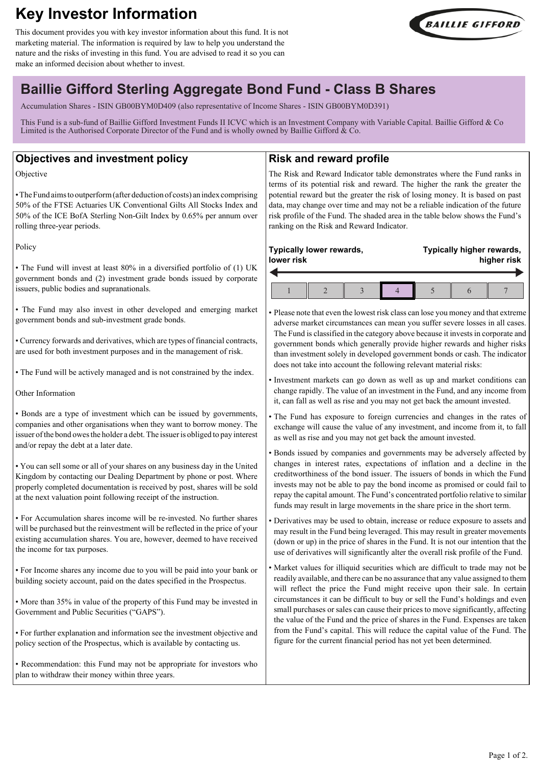# Key Investor Information

This document provides you with key investor information about this fund. It is not marketing material. The information is required by law to help you understand the nature and the risks of investing in this fund. You are advised to read it so you can make an informed decision about whether to invest.

BAILLIE GIFFORD

## Baillie Gifford Sterling Aggregate Bond Fund - Class B Shares

Accumulation Shares - ISIN GB00BYM0D409 (also representative of Income Shares - ISIN GB00BYM0D391)

This Fund is a sub-fund of Baillie Gifford Investment Funds II ICVC which is an Investment Company with Variable Capital. Baillie Gifford & Co Limited is the Authorised Corporate Director of the Fund and is wholly owned by Baillie Gifford & Co.

## Objectives and investment policy

Objective

• The Fund aims to outperform (after deduction of costs) an index comprising 50% of the FTSE Actuaries UK Conventional Gilts All Stocks Index and 50% of the ICE BofA Sterling Non-Gilt Index by 0.65% per annum over rolling three-year periods.

Policy

• The Fund will invest at least 80% in a diversified portfolio of (1) UK government bonds and (2) investment grade bonds issued by corporate issuers, public bodies and supranationals.

• The Fund may also invest in other developed and emerging market government bonds and sub-investment grade bonds.

• Currency forwards and derivatives, which are types of financial contracts, are used for both investment purposes and in the management of risk.

• The Fund will be actively managed and is not constrained by the index.

Other Information

• Bonds are a type of investment which can be issued by governments, companies and other organisations when they want to borrow money. The issuer of the bond owes the holder a debt. The issuer is obliged to pay interest and/or repay the debt at a later date.

• You can sell some or all of your shares on any business day in the United Kingdom by contacting our Dealing Department by phone or post. Where properly completed documentation is received by post, shares will be sold at the next valuation point following receipt of the instruction.

• For Accumulation shares income will be re-invested. No further shares will be purchased but the reinvestment will be reflected in the price of your existing accumulation shares. You are, however, deemed to have received the income for tax purposes.

• For Income shares any income due to you will be paid into your bank or building society account, paid on the dates specified in the Prospectus.

• More than 35% in value of the property of this Fund may be invested in Government and Public Securities ("GAPS").

• For further explanation and information see the investment objective and policy section of the Prospectus, which is available by contacting us.

• Recommendation: this Fund may not be appropriate for investors who plan to withdraw their money within three years.

## Risk and reward profile

The Risk and Reward Indicator table demonstrates where the Fund ranks in terms of its potential risk and reward. The higher the rank the greater the potential reward but the greater the risk of losing money. It is based on past data, may change over time and may not be a reliable indication of the future risk profile of the Fund. The shaded area in the table below shows the Fund's ranking on the Risk and Reward Indicator.

**Typically lower rewards, lower risk** — **Typically higher rewards, higher risk**

| 1 | 2 | 3 | **4** | 5 | 6 | 7 |
|---|---|---|---|---|---|---|

• Please note that even the lowest risk class can lose you money and that extreme adverse market circumstances can mean you suffer severe losses in all cases. The Fund is classified in the category above because it invests in corporate and government bonds which generally provide higher rewards and higher risks than investment solely in developed government bonds or cash. The indicator does not take into account the following relevant material risks:

• Investment markets can go down as well as up and market conditions can change rapidly. The value of an investment in the Fund, and any income from it, can fall as well as rise and you may not get back the amount invested.

• The Fund has exposure to foreign currencies and changes in the rates of exchange will cause the value of any investment, and income from it, to fall as well as rise and you may not get back the amount invested.

• Bonds issued by companies and governments may be adversely affected by changes in interest rates, expectations of inflation and a decline in the creditworthiness of the bond issuer. The issuers of bonds in which the Fund invests may not be able to pay the bond income as promised or could fail to repay the capital amount. The Fund's concentrated portfolio relative to similar funds may result in large movements in the share price in the short term.

• Derivatives may be used to obtain, increase or reduce exposure to assets and may result in the Fund being leveraged. This may result in greater movements (down or up) in the price of shares in the Fund. It is not our intention that the use of derivatives will significantly alter the overall risk profile of the Fund.

• Market values for illiquid securities which are difficult to trade may not be readily available, and there can be no assurance that any value assigned to them will reflect the price the Fund might receive upon their sale. In certain circumstances it can be difficult to buy or sell the Fund's holdings and even small purchases or sales can cause their prices to move significantly, affecting the value of the Fund and the price of shares in the Fund. Expenses are taken from the Fund's capital. This will reduce the capital value of the Fund. The figure for the current financial period has not yet been determined.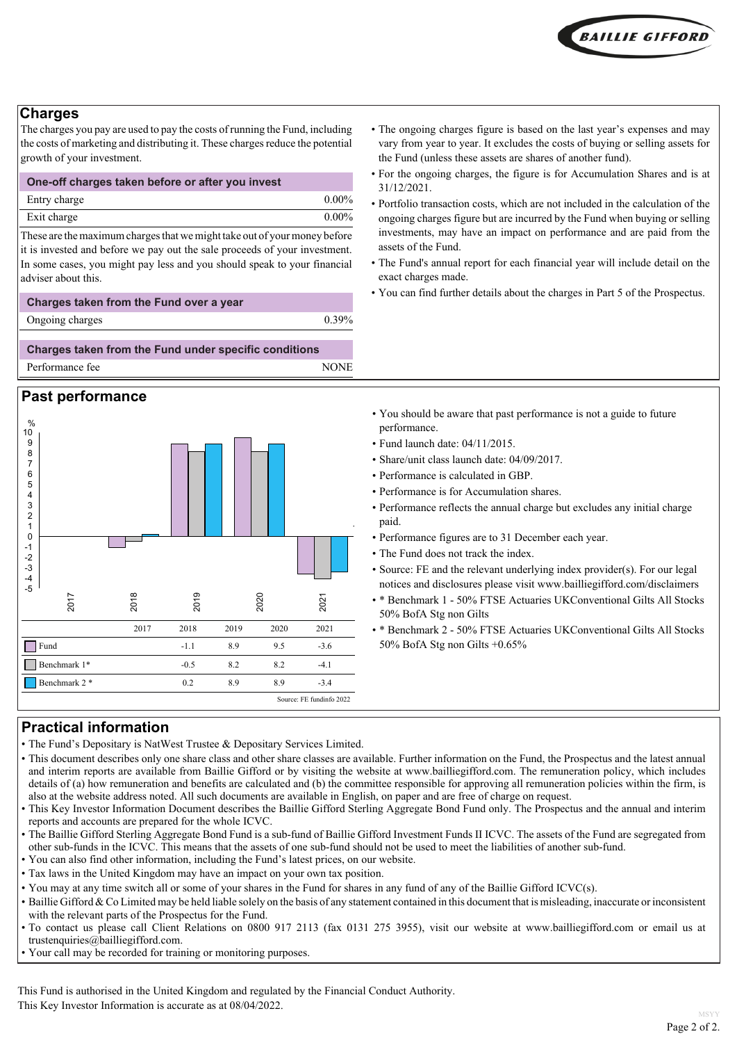## Charges

The charges you pay are used to pay the costs of running the Fund, including the costs of marketing and distributing it. These charges reduce the potential growth of your investment.

| One-off charges taken before or after you invest | |
|---|---|
| Entry charge | 0.00% |
| Exit charge | 0.00% |

These are the maximum charges that we might take out of your money before it is invested and before we pay out the sale proceeds of your investment. In some cases, you might pay less and you should speak to your financial adviser about this.

| Charges taken from the Fund over a year | |
|---|---|
| Ongoing charges | 0.39% |

| Charges taken from the Fund under specific conditions | |
|---|---|
| Performance fee | NONE |

- The ongoing charges figure is based on the last year's expenses and may vary from year to year. It excludes the costs of buying or selling assets for the Fund (unless these assets are shares of another fund).
- For the ongoing charges, the figure is for Accumulation Shares and is at 31/12/2021.
- Portfolio transaction costs, which are not included in the calculation of the ongoing charges figure but are incurred by the Fund when buying or selling investments, may have an impact on performance and are paid from the assets of the Fund.
- The Fund's annual report for each financial year will include detail on the exact charges made.
- You can find further details about the charges in Part 5 of the Prospectus.

## Past performance

%
10
9
8
7
6
5
4
3
2
1
0
-1
-2
-3
-4
-5
2017
2018
2019
2020
2021

| | 2017 | 2018 | 2019 | 2020 | 2021 |
|---|---|---|---|---|---|
| Fund | | -1.1 | 8.9 | 9.5 | -3.6 |
| Benchmark 1* | | -0.5 | 8.2 | 8.2 | -4.1 |
| Benchmark 2 * | | 0.2 | 8.9 | 8.9 | -3.4 |

Source: FE fundinfo 2022

- You should be aware that past performance is not a guide to future performance.
- Fund launch date: 04/11/2015.
- Share/unit class launch date: 04/09/2017.
- Performance is calculated in GBP.
- Performance is for Accumulation shares.
- Performance reflects the annual charge but excludes any initial charge paid.
- Performance figures are to 31 December each year.
- The Fund does not track the index.
- Source: FE and the relevant underlying index provider(s). For our legal notices and disclosures please visit www.bailliegifford.com/disclaimers
- * Benchmark 1 - 50% FTSE Actuaries UKConventional Gilts All Stocks 50% BofA Stg non Gilts
- * Benchmark 2 - 50% FTSE Actuaries UKConventional Gilts All Stocks 50% BofA Stg non Gilts +0.65%

## Practical information

- The Fund's Depositary is NatWest Trustee & Depositary Services Limited.
- This document describes only one share class and other share classes are available. Further information on the Fund, the Prospectus and the latest annual and interim reports are available from Baillie Gifford or by visiting the website at www.bailliegifford.com. The remuneration policy, which includes details of (a) how remuneration and benefits are calculated and (b) the committee responsible for approving all remuneration policies within the firm, is also at the website address noted. All such documents are available in English, on paper and are free of charge on request.
- This Key Investor Information Document describes the Baillie Gifford Sterling Aggregate Bond Fund only. The Prospectus and the annual and interim reports and accounts are prepared for the whole ICVC.
- The Baillie Gifford Sterling Aggregate Bond Fund is a sub-fund of Baillie Gifford Investment Funds II ICVC. The assets of the Fund are segregated from other sub-funds in the ICVC. This means that the assets of one sub-fund should not be used to meet the liabilities of another sub-fund.
- You can also find other information, including the Fund's latest prices, on our website.
- Tax laws in the United Kingdom may have an impact on your own tax position.
- You may at any time switch all or some of your shares in the Fund for shares in any fund of any of the Baillie Gifford ICVC(s).
- Baillie Gifford & Co Limited may be held liable solely on the basis of any statement contained in this document that is misleading, inaccurate or inconsistent with the relevant parts of the Prospectus for the Fund.
- To contact us please call Client Relations on 0800 917 2113 (fax 0131 275 3955), visit our website at www.bailliegifford.com or email us at trustenquiries@bailliegifford.com.
- Your call may be recorded for training or monitoring purposes.

This Fund is authorised in the United Kingdom and regulated by the Financial Conduct Authority.
This Key Investor Information is accurate as at 08/04/2022.